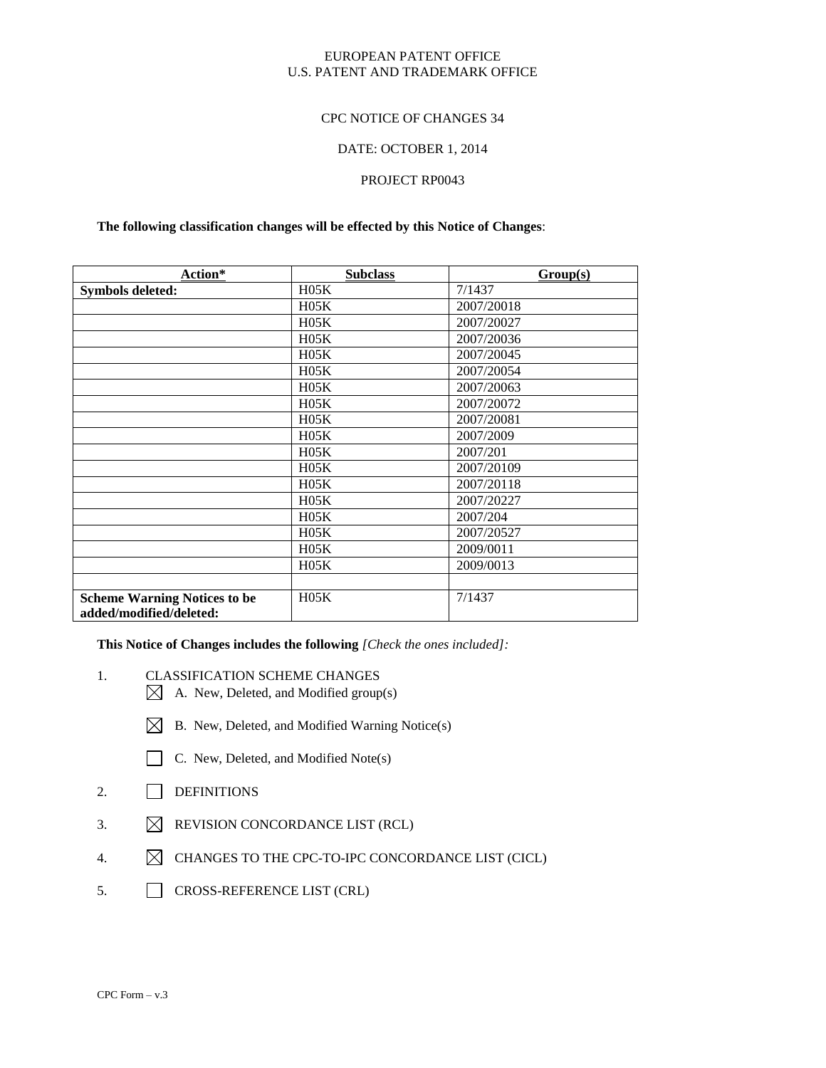EUROPEAN PATENT OFFICE
U.S. PATENT AND TRADEMARK OFFICE

CPC NOTICE OF CHANGES 34

DATE: OCTOBER 1, 2014

PROJECT RP0043

**The following classification changes will be effected by this Notice of Changes**:

| Action* | Subclass | Group(s) |
|---|---|---|
| **Symbols deleted:** | H05K | 7/1437 |
| | H05K | 2007/20018 |
| | H05K | 2007/20027 |
| | H05K | 2007/20036 |
| | H05K | 2007/20045 |
| | H05K | 2007/20054 |
| | H05K | 2007/20063 |
| | H05K | 2007/20072 |
| | H05K | 2007/20081 |
| | H05K | 2007/2009 |
| | H05K | 2007/201 |
| | H05K | 2007/20109 |
| | H05K | 2007/20118 |
| | H05K | 2007/20227 |
| | H05K | 2007/204 |
| | H05K | 2007/20527 |
| | H05K | 2009/0011 |
| | H05K | 2009/0013 |
| | | |
| **Scheme Warning Notices to be added/modified/deleted:** | H05K | 7/1437 |

**This Notice of Changes includes the following** *[Check the ones included]:*

1. CLASSIFICATION SCHEME CHANGES
   - ☒ A. New, Deleted, and Modified group(s)
   - ☒ B. New, Deleted, and Modified Warning Notice(s)
   - ☐ C. New, Deleted, and Modified Note(s)
2. ☐ DEFINITIONS
3. ☒ REVISION CONCORDANCE LIST (RCL)
4. ☒ CHANGES TO THE CPC-TO-IPC CONCORDANCE LIST (CICL)
5. ☐ CROSS-REFERENCE LIST (CRL)

CPC Form – v.3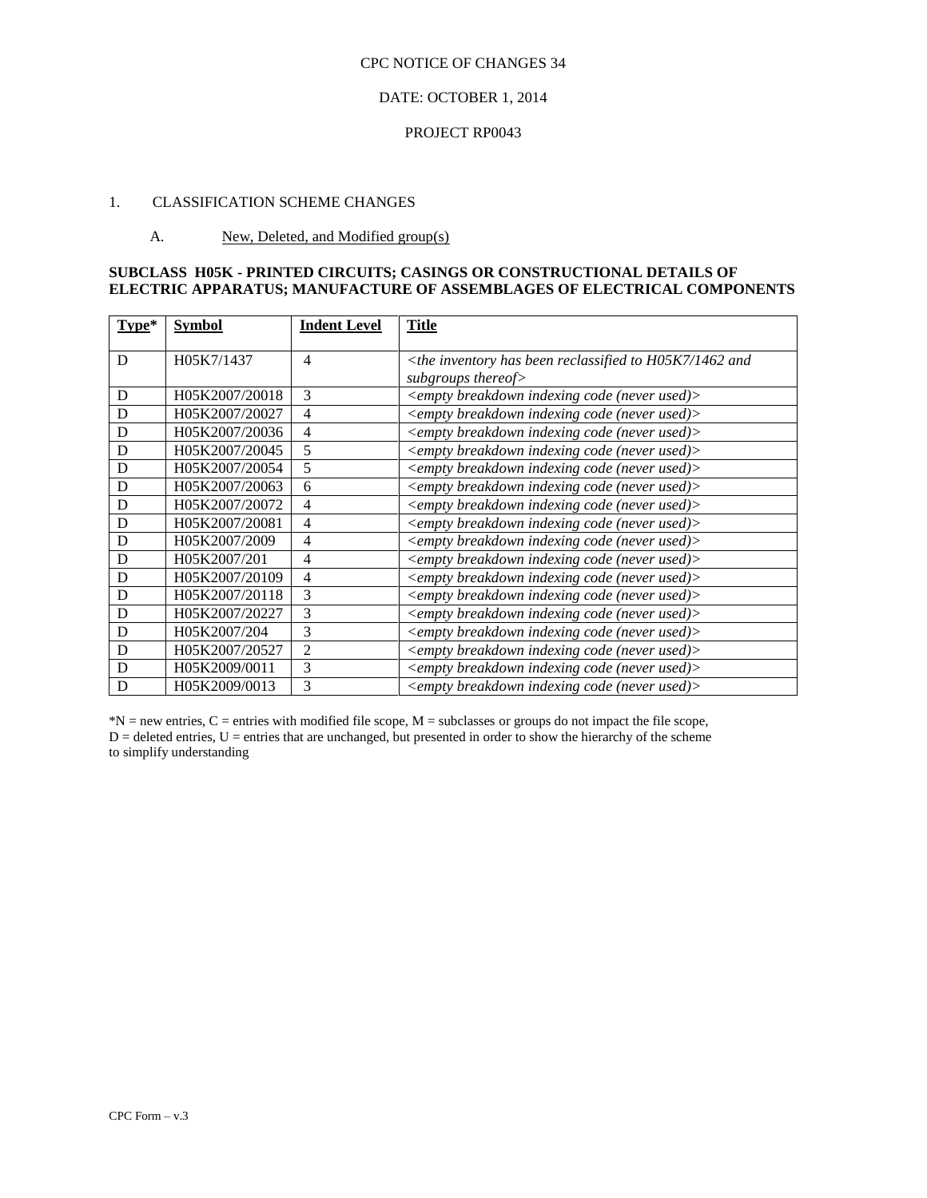CPC NOTICE OF CHANGES 34

DATE: OCTOBER 1, 2014

PROJECT RP0043

1. CLASSIFICATION SCHEME CHANGES

A. New, Deleted, and Modified group(s)

**SUBCLASS H05K - PRINTED CIRCUITS; CASINGS OR CONSTRUCTIONAL DETAILS OF ELECTRIC APPARATUS; MANUFACTURE OF ASSEMBLAGES OF ELECTRICAL COMPONENTS**

| Type* | Symbol | Indent Level | Title |
|---|---|---|---|
| D | H05K7/1437 | 4 | *<the inventory has been reclassified to H05K7/1462 and subgroups thereof>* |
| D | H05K2007/20018 | 3 | *<empty breakdown indexing code (never used)>* |
| D | H05K2007/20027 | 4 | *<empty breakdown indexing code (never used)>* |
| D | H05K2007/20036 | 4 | *<empty breakdown indexing code (never used)>* |
| D | H05K2007/20045 | 5 | *<empty breakdown indexing code (never used)>* |
| D | H05K2007/20054 | 5 | *<empty breakdown indexing code (never used)>* |
| D | H05K2007/20063 | 6 | *<empty breakdown indexing code (never used)>* |
| D | H05K2007/20072 | 4 | *<empty breakdown indexing code (never used)>* |
| D | H05K2007/20081 | 4 | *<empty breakdown indexing code (never used)>* |
| D | H05K2007/2009 | 4 | *<empty breakdown indexing code (never used)>* |
| D | H05K2007/201 | 4 | *<empty breakdown indexing code (never used)>* |
| D | H05K2007/20109 | 4 | *<empty breakdown indexing code (never used)>* |
| D | H05K2007/20118 | 3 | *<empty breakdown indexing code (never used)>* |
| D | H05K2007/20227 | 3 | *<empty breakdown indexing code (never used)>* |
| D | H05K2007/204 | 3 | *<empty breakdown indexing code (never used)>* |
| D | H05K2007/20527 | 2 | *<empty breakdown indexing code (never used)>* |
| D | H05K2009/0011 | 3 | *<empty breakdown indexing code (never used)>* |
| D | H05K2009/0013 | 3 | *<empty breakdown indexing code (never used)>* |

*N = new entries, C = entries with modified file scope, M = subclasses or groups do not impact the file scope, D = deleted entries, U = entries that are unchanged, but presented in order to show the hierarchy of the scheme to simplify understanding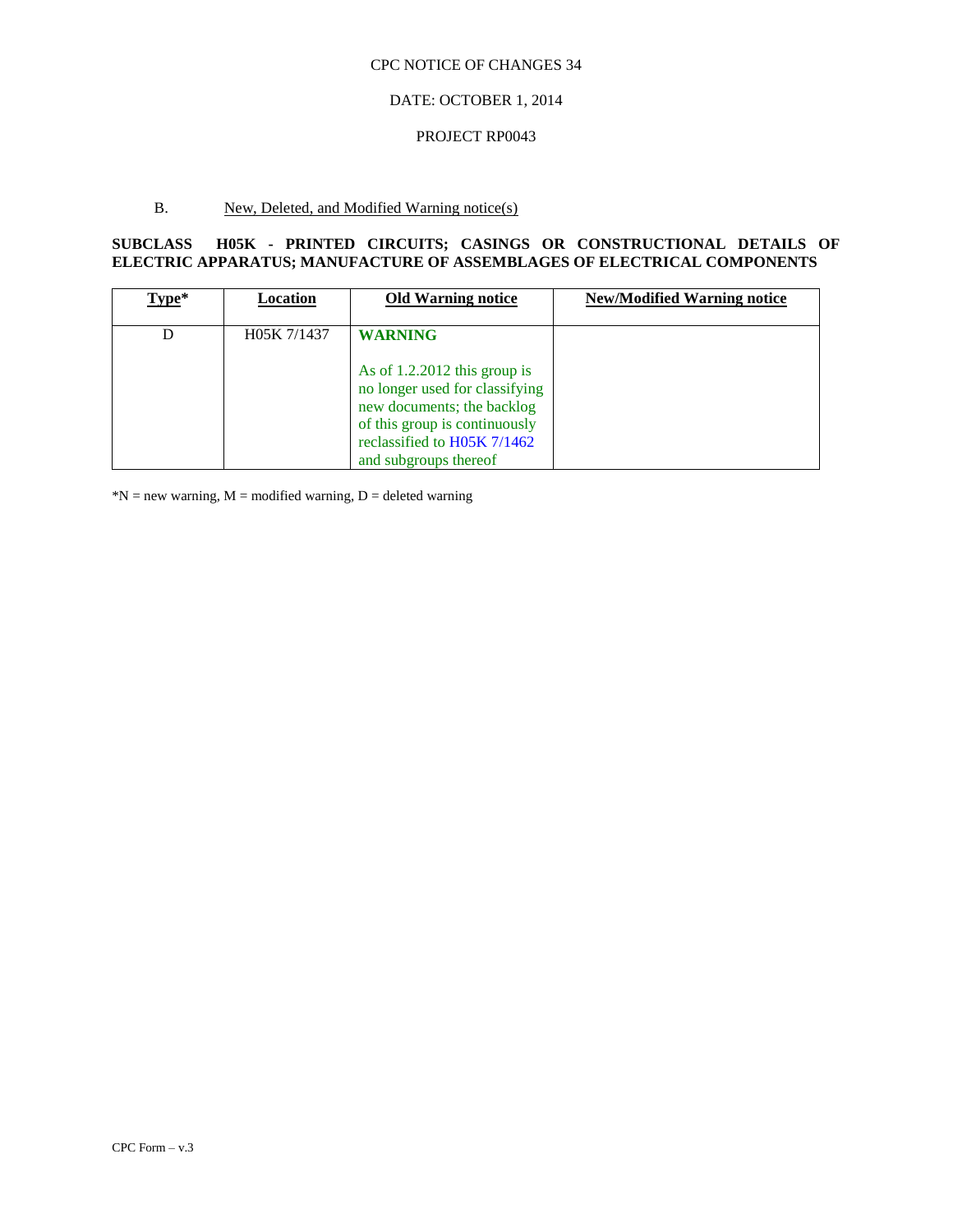CPC NOTICE OF CHANGES 34

DATE: OCTOBER 1, 2014

PROJECT RP0043

B. New, Deleted, and Modified Warning notice(s)

**SUBCLASS H05K - PRINTED CIRCUITS; CASINGS OR CONSTRUCTIONAL DETAILS OF ELECTRIC APPARATUS; MANUFACTURE OF ASSEMBLAGES OF ELECTRICAL COMPONENTS**

| Type* | Location | Old Warning notice | New/Modified Warning notice |
|---|---|---|---|
| D | H05K 7/1437 | **WARNING** As of 1.2.2012 this group is no longer used for classifying new documents; the backlog of this group is continuously reclassified to H05K 7/1462 and subgroups thereof | |

*N = new warning, M = modified warning, D = deleted warning

CPC Form – v.3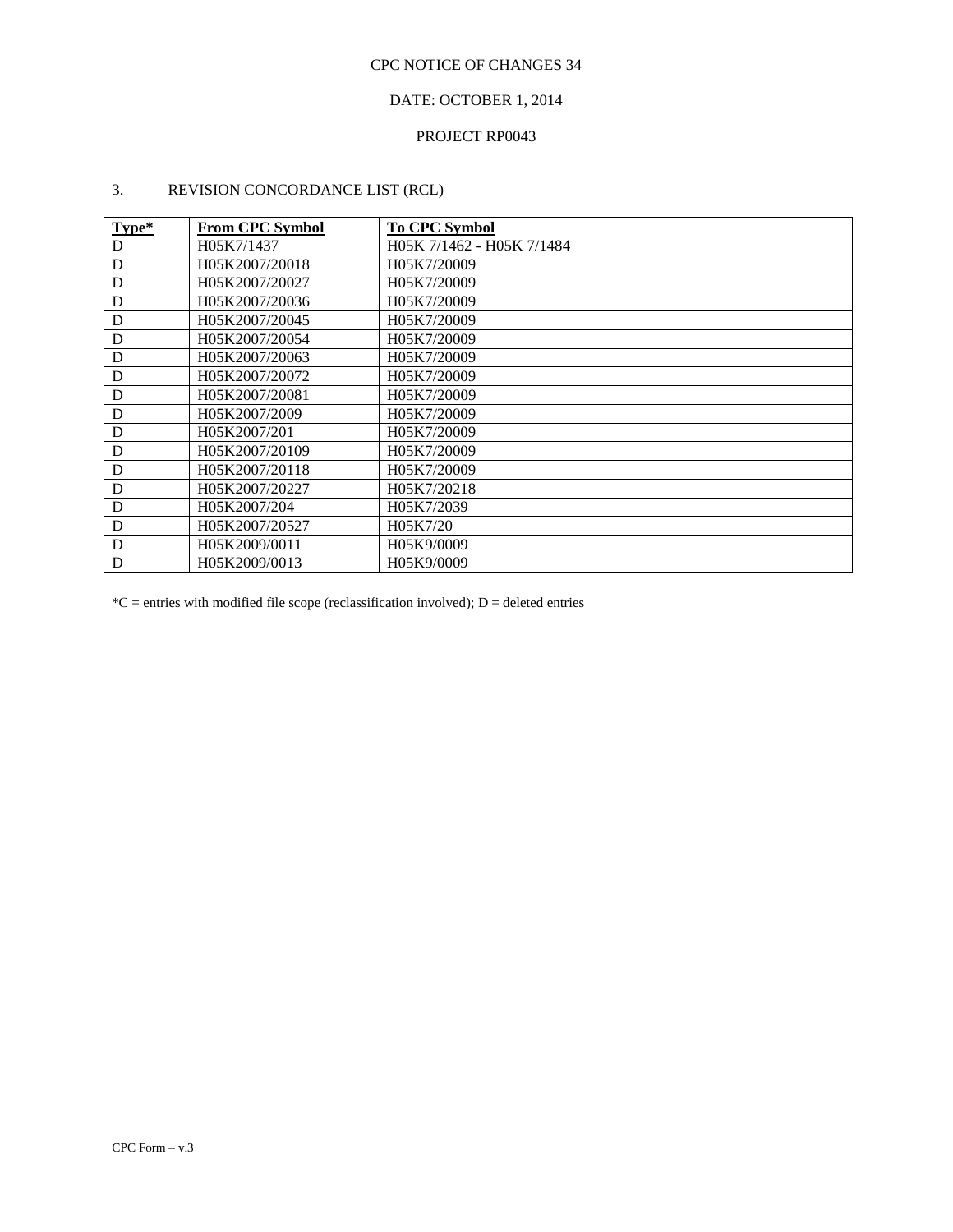CPC NOTICE OF CHANGES 34

DATE: OCTOBER 1, 2014

PROJECT RP0043

3. REVISION CONCORDANCE LIST (RCL)

| Type* | From CPC Symbol | To CPC Symbol |
|---|---|---|
| D | H05K7/1437 | H05K 7/1462 - H05K 7/1484 |
| D | H05K2007/20018 | H05K7/20009 |
| D | H05K2007/20027 | H05K7/20009 |
| D | H05K2007/20036 | H05K7/20009 |
| D | H05K2007/20045 | H05K7/20009 |
| D | H05K2007/20054 | H05K7/20009 |
| D | H05K2007/20063 | H05K7/20009 |
| D | H05K2007/20072 | H05K7/20009 |
| D | H05K2007/20081 | H05K7/20009 |
| D | H05K2007/2009 | H05K7/20009 |
| D | H05K2007/201 | H05K7/20009 |
| D | H05K2007/20109 | H05K7/20009 |
| D | H05K2007/20118 | H05K7/20009 |
| D | H05K2007/20227 | H05K7/20218 |
| D | H05K2007/204 | H05K7/2039 |
| D | H05K2007/20527 | H05K7/20 |
| D | H05K2009/0011 | H05K9/0009 |
| D | H05K2009/0013 | H05K9/0009 |

*C = entries with modified file scope (reclassification involved); D = deleted entries

CPC Form – v.3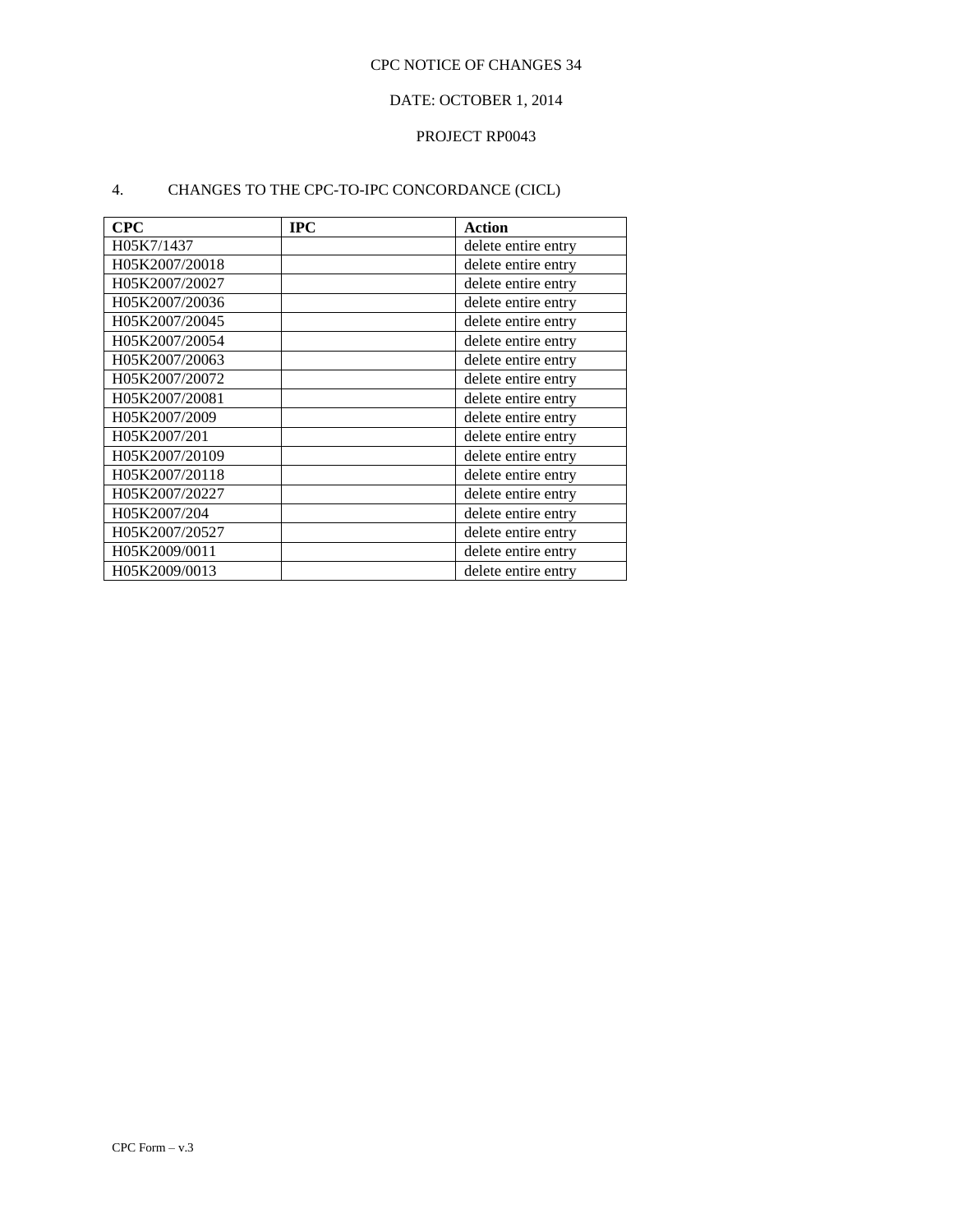CPC NOTICE OF CHANGES 34

DATE: OCTOBER 1, 2014

PROJECT RP0043

4. CHANGES TO THE CPC-TO-IPC CONCORDANCE (CICL)

| CPC | IPC | Action |
|---|---|---|
| H05K7/1437 | | delete entire entry |
| H05K2007/20018 | | delete entire entry |
| H05K2007/20027 | | delete entire entry |
| H05K2007/20036 | | delete entire entry |
| H05K2007/20045 | | delete entire entry |
| H05K2007/20054 | | delete entire entry |
| H05K2007/20063 | | delete entire entry |
| H05K2007/20072 | | delete entire entry |
| H05K2007/20081 | | delete entire entry |
| H05K2007/2009 | | delete entire entry |
| H05K2007/201 | | delete entire entry |
| H05K2007/20109 | | delete entire entry |
| H05K2007/20118 | | delete entire entry |
| H05K2007/20227 | | delete entire entry |
| H05K2007/204 | | delete entire entry |
| H05K2007/20527 | | delete entire entry |
| H05K2009/0011 | | delete entire entry |
| H05K2009/0013 | | delete entire entry |

CPC Form – v.3